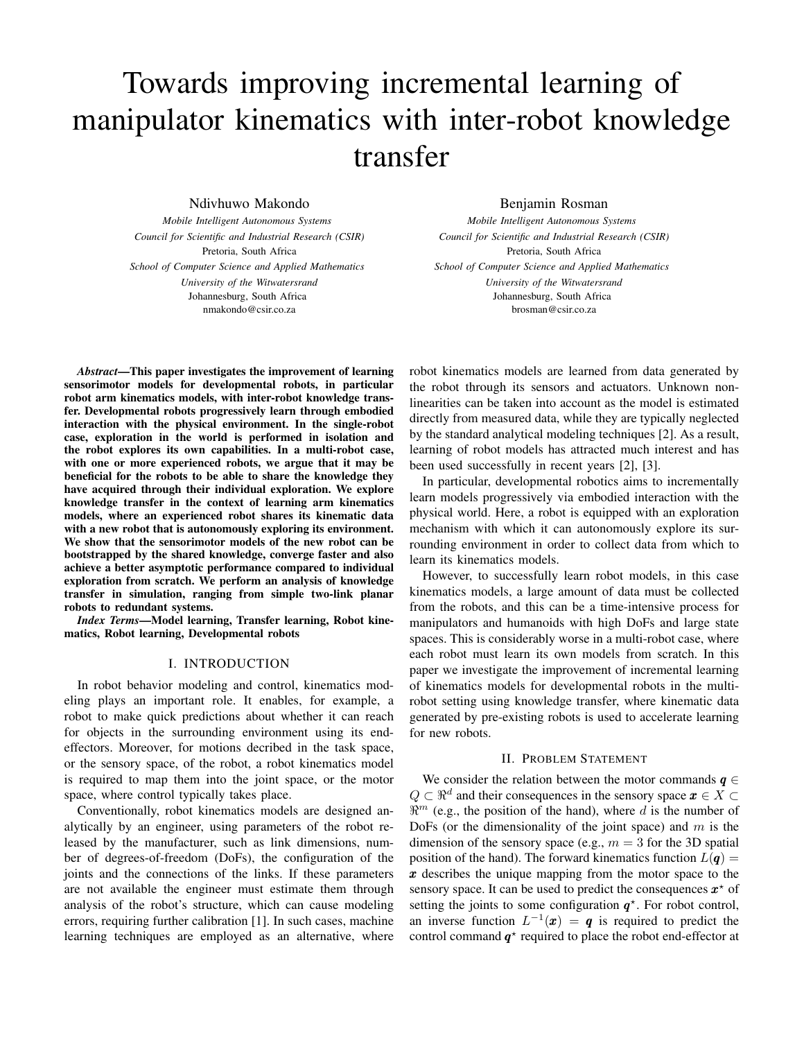# Towards improving incremental learning of manipulator kinematics with inter-robot knowledge transfer

Ndivhuwo Makondo
*Mobile Intelligent Autonomous Systems*
*Council for Scientific and Industrial Research (CSIR)*
Pretoria, South Africa
*School of Computer Science and Applied Mathematics*
*University of the Witwatersrand*
Johannesburg, South Africa
nmakondo@csir.co.za

Benjamin Rosman
*Mobile Intelligent Autonomous Systems*
*Council for Scientific and Industrial Research (CSIR)*
Pretoria, South Africa
*School of Computer Science and Applied Mathematics*
*University of the Witwatersrand*
Johannesburg, South Africa
brosman@csir.co.za

***Abstract*—This paper investigates the improvement of learning sensorimotor models for developmental robots, in particular robot arm kinematics models, with inter-robot knowledge transfer. Developmental robots progressively learn through embodied interaction with the physical environment. In the single-robot case, exploration in the world is performed in isolation and the robot explores its own capabilities. In a multi-robot case, with one or more experienced robots, we argue that it may be beneficial for the robots to be able to share the knowledge they have acquired through their individual exploration. We explore knowledge transfer in the context of learning arm kinematics models, where an experienced robot shares its kinematic data with a new robot that is autonomously exploring its environment. We show that the sensorimotor models of the new robot can be bootstrapped by the shared knowledge, converge faster and also achieve a better asymptotic performance compared to individual exploration from scratch. We perform an analysis of knowledge transfer in simulation, ranging from simple two-link planar robots to redundant systems.**

***Index Terms*—Model learning, Transfer learning, Robot kinematics, Robot learning, Developmental robots**

## I. INTRODUCTION

In robot behavior modeling and control, kinematics modeling plays an important role. It enables, for example, a robot to make quick predictions about whether it can reach for objects in the surrounding environment using its end-effectors. Moreover, for motions decribed in the task space, or the sensory space, of the robot, a robot kinematics model is required to map them into the joint space, or the motor space, where control typically takes place.

Conventionally, robot kinematics models are designed analytically by an engineer, using parameters of the robot released by the manufacturer, such as link dimensions, number of degrees-of-freedom (DoFs), the configuration of the joints and the connections of the links. If these parameters are not available the engineer must estimate them through analysis of the robot's structure, which can cause modeling errors, requiring further calibration [1]. In such cases, machine learning techniques are employed as an alternative, where robot kinematics models are learned from data generated by the robot through its sensors and actuators. Unknown non-linearities can be taken into account as the model is estimated directly from measured data, while they are typically neglected by the standard analytical modeling techniques [2]. As a result, learning of robot models has attracted much interest and has been used successfully in recent years [2], [3].

In particular, developmental robotics aims to incrementally learn models progressively via embodied interaction with the physical world. Here, a robot is equipped with an exploration mechanism with which it can autonomously explore its surrounding environment in order to collect data from which to learn its kinematics models.

However, to successfully learn robot models, in this case kinematics models, a large amount of data must be collected from the robots, and this can be a time-intensive process for manipulators and humanoids with high DoFs and large state spaces. This is considerably worse in a multi-robot case, where each robot must learn its own models from scratch. In this paper we investigate the improvement of incremental learning of kinematics models for developmental robots in the multi-robot setting using knowledge transfer, where kinematic data generated by pre-existing robots is used to accelerate learning for new robots.

## II. PROBLEM STATEMENT

We consider the relation between the motor commands $\boldsymbol{q} \in Q \subset \Re^d$ and their consequences in the sensory space $\boldsymbol{x} \in X \subset \Re^m$ (e.g., the position of the hand), where $d$ is the number of DoFs (or the dimensionality of the joint space) and $m$ is the dimension of the sensory space (e.g., $m = 3$ for the 3D spatial position of the hand). The forward kinematics function $L(\boldsymbol{q}) = \boldsymbol{x}$ describes the unique mapping from the motor space to the sensory space. It can be used to predict the consequences $\boldsymbol{x}^\star$ of setting the joints to some configuration $\boldsymbol{q}^\star$. For robot control, an inverse function $L^{-1}(\boldsymbol{x}) = \boldsymbol{q}$ is required to predict the control command $\boldsymbol{q}^\star$ required to place the robot end-effector at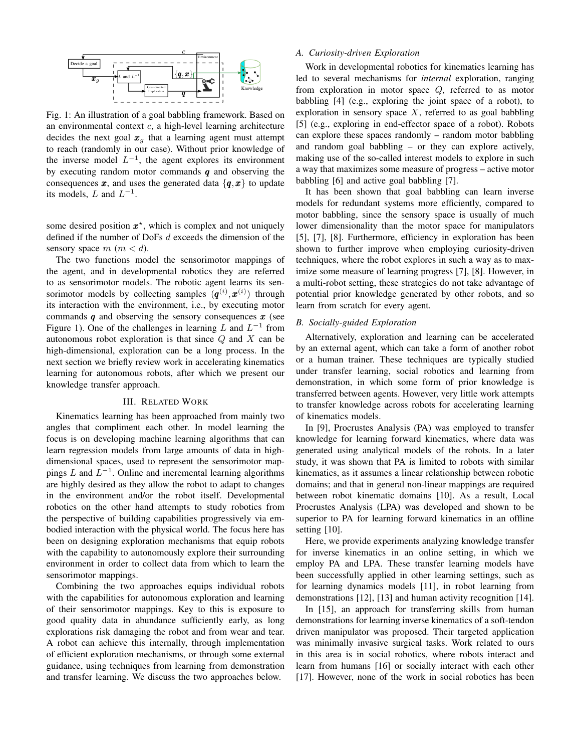Fig. 1: An illustration of a goal babbling framework. Based on an environmental context $c$, a high-level learning architecture decides the next goal $\boldsymbol{x}_g$ that a learning agent must attempt to reach (randomly in our case). Without prior knowledge of the inverse model $L^{-1}$, the agent explores its environment by executing random motor commands $\boldsymbol{q}$ and observing the consequences $\boldsymbol{x}$, and uses the generated data $\{\boldsymbol{q}, \boldsymbol{x}\}$ to update its models, $L$ and $L^{-1}$.

some desired position $\boldsymbol{x}^\star$, which is complex and not uniquely defined if the number of DoFs $d$ exceeds the dimension of the sensory space $m$ ($m < d$).

The two functions model the sensorimotor mappings of the agent, and in developmental robotics they are referred to as sensorimotor models. The robotic agent learns its sensorimotor models by collecting samples $(\boldsymbol{q}^{(i)}, \boldsymbol{x}^{(i)})$ through its interaction with the environment, i.e., by executing motor commands $\boldsymbol{q}$ and observing the sensory consequences $\boldsymbol{x}$ (see Figure 1). One of the challenges in learning $L$ and $L^{-1}$ from autonomous robot exploration is that since $Q$ and $X$ can be high-dimensional, exploration can be a long process. In the next section we briefly review work in accelerating kinematics learning for autonomous robots, after which we present our knowledge transfer approach.

## III. Related Work

Kinematics learning has been approached from mainly two angles that compliment each other. In model learning the focus is on developing machine learning algorithms that can learn regression models from large amounts of data in high-dimensional spaces, used to represent the sensorimotor mappings $L$ and $L^{-1}$. Online and incremental learning algorithms are highly desired as they allow the robot to adapt to changes in the environment and/or the robot itself. Developmental robotics on the other hand attempts to study robotics from the perspective of building capabilities progressively via embodied interaction with the physical world. The focus here has been on designing exploration mechanisms that equip robots with the capability to autonomously explore their surrounding environment in order to collect data from which to learn the sensorimotor mappings.

Combining the two approaches equips individual robots with the capabilities for autonomous exploration and learning of their sensorimotor mappings. Key to this is exposure to good quality data in abundance sufficiently early, as long explorations risk damaging the robot and from wear and tear. A robot can achieve this internally, through implementation of efficient exploration mechanisms, or through some external guidance, using techniques from learning from demonstration and transfer learning. We discuss the two approaches below.

### A. Curiosity-driven Exploration

Work in developmental robotics for kinematics learning has led to several mechanisms for *internal* exploration, ranging from exploration in motor space $Q$, referred to as motor babbling [4] (e.g., exploring the joint space of a robot), to exploration in sensory space $X$, referred to as goal babbling [5] (e.g., exploring in end-effector space of a robot). Robots can explore these spaces randomly – random motor babbling and random goal babbling – or they can explore actively, making use of the so-called interest models to explore in such a way that maximizes some measure of progress – active motor babbling [6] and active goal babbling [7].

It has been shown that goal babbling can learn inverse models for redundant systems more efficiently, compared to motor babbling, since the sensory space is usually of much lower dimensionality than the motor space for manipulators [5], [7], [8]. Furthermore, efficiency in exploration has been shown to further improve when employing curiosity-driven techniques, where the robot explores in such a way as to maximize some measure of learning progress [7], [8]. However, in a multi-robot setting, these strategies do not take advantage of potential prior knowledge generated by other robots, and so learn from scratch for every agent.

### B. Socially-guided Exploration

Alternatively, exploration and learning can be accelerated by an external agent, which can take a form of another robot or a human trainer. These techniques are typically studied under transfer learning, social robotics and learning from demonstration, in which some form of prior knowledge is transferred between agents. However, very little work attempts to transfer knowledge across robots for accelerating learning of kinematics models.

In [9], Procrustes Analysis (PA) was employed to transfer knowledge for learning forward kinematics, where data was generated using analytical models of the robots. In a later study, it was shown that PA is limited to robots with similar kinematics, as it assumes a linear relationship between robotic domains; and that in general non-linear mappings are required between robot kinematic domains [10]. As a result, Local Procrustes Analysis (LPA) was developed and shown to be superior to PA for learning forward kinematics in an offline setting [10].

Here, we provide experiments analyzing knowledge transfer for inverse kinematics in an online setting, in which we employ PA and LPA. These transfer learning models have been successfully applied in other learning settings, such as for learning dynamics models [11], in robot learning from demonstrations [12], [13] and human activity recognition [14].

In [15], an approach for transferring skills from human demonstrations for learning inverse kinematics of a soft-tendon driven manipulator was proposed. Their targeted application was minimally invasive surgical tasks. Work related to ours in this area is in social robotics, where robots interact and learn from humans [16] or socially interact with each other [17]. However, none of the work in social robotics has been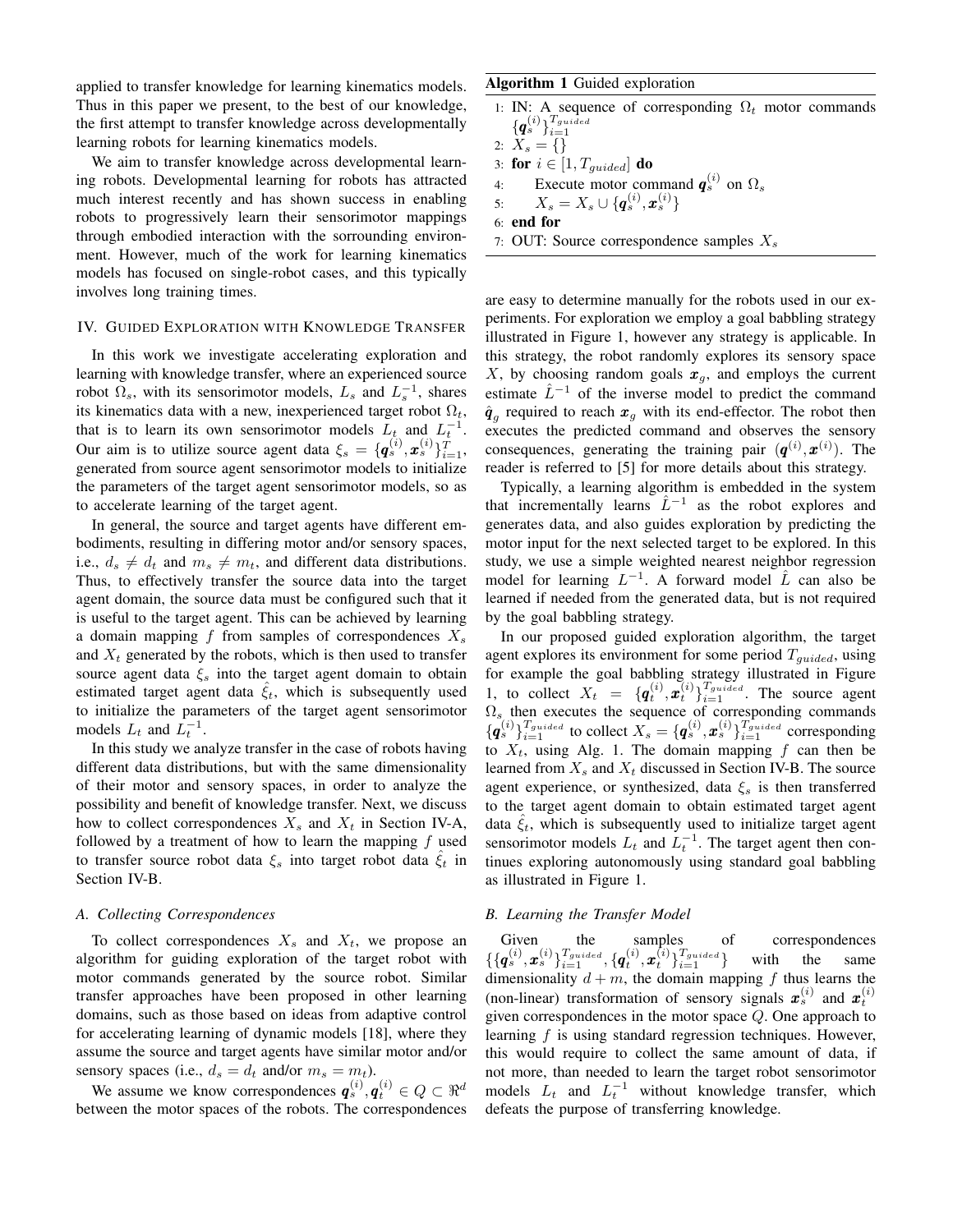applied to transfer knowledge for learning kinematics models. Thus in this paper we present, to the best of our knowledge, the first attempt to transfer knowledge across developmentally learning robots for learning kinematics models.

We aim to transfer knowledge across developmental learning robots. Developmental learning for robots has attracted much interest recently and has shown success in enabling robots to progressively learn their sensorimotor mappings through embodied interaction with the surrounding environment. However, much of the work for learning kinematics models has focused on single-robot cases, and this typically involves long training times.

## IV. Guided Exploration with Knowledge Transfer

In this work we investigate accelerating exploration and learning with knowledge transfer, where an experienced source robot $\Omega_s$, with its sensorimotor models, $L_s$ and $L_s^{-1}$, shares its kinematics data with a new, inexperienced target robot $\Omega_t$, that is to learn its own sensorimotor models $L_t$ and $L_t^{-1}$. Our aim is to utilize source agent data $\xi_s = \{\boldsymbol{q}_s^{(i)}, \boldsymbol{x}_s^{(i)}\}_{i=1}^{T}$, generated from source agent sensorimotor models to initialize the parameters of the target agent sensorimotor models, so as to accelerate learning of the target agent.

In general, the source and target agents have different embodiments, resulting in differing motor and/or sensory spaces, i.e., $d_s \neq d_t$ and $m_s \neq m_t$, and different data distributions. Thus, to effectively transfer the source data into the target agent domain, the source data must be configured such that it is useful to the target agent. This can be achieved by learning a domain mapping $f$ from samples of correspondences $X_s$ and $X_t$ generated by the robots, which is then used to transfer source agent data $\xi_s$ into the target agent domain to obtain estimated target agent data $\hat{\xi}_t$, which is subsequently used to initialize the parameters of the target agent sensorimotor models $L_t$ and $L_t^{-1}$.

In this study we analyze transfer in the case of robots having different data distributions, but with the same dimensionality of their motor and sensory spaces, in order to analyze the possibility and benefit of knowledge transfer. Next, we discuss how to collect correspondences $X_s$ and $X_t$ in Section IV-A, followed by a treatment of how to learn the mapping $f$ used to transfer source robot data $\xi_s$ into target robot data $\hat{\xi}_t$ in Section IV-B.

### A. Collecting Correspondences

To collect correspondences $X_s$ and $X_t$, we propose an algorithm for guiding exploration of the target robot with motor commands generated by the source robot. Similar transfer approaches have been proposed in other learning domains, such as those based on ideas from adaptive control for accelerating learning of dynamic models [18], where they assume the source and target agents have similar motor and/or sensory spaces (i.e., $d_s = d_t$ and/or $m_s = m_t$).

We assume we know correspondences $\boldsymbol{q}_s^{(i)}, \boldsymbol{q}_t^{(i)} \in Q \subset \Re^d$ between the motor spaces of the robots. The correspondences are easy to determine manually for the robots used in our experiments. For exploration we employ a goal babbling strategy illustrated in Figure 1, however any strategy is applicable. In this strategy, the robot randomly explores its sensory space $X$, by choosing random goals $\boldsymbol{x}_g$, and employs the current estimate $\hat{L}^{-1}$ of the inverse model to predict the command $\hat{\boldsymbol{q}}_g$ required to reach $\boldsymbol{x}_g$ with its end-effector. The robot then executes the predicted command and observes the sensory consequences, generating the training pair $(\boldsymbol{q}^{(i)}, \boldsymbol{x}^{(i)})$. The reader is referred to [5] for more details about this strategy.

**Algorithm 1** Guided exploration

```
1: IN: A sequence of corresponding Ω_t motor commands {q_s^(i)}_{i=1}^{T_guided}
2: X_s = {}
3: for i ∈ [1, T_guided] do
4:     Execute motor command q_s^(i) on Ω_s
5:     X_s = X_s ∪ {q_s^(i), x_s^(i)}
6: end for
7: OUT: Source correspondence samples X_s
```

Typically, a learning algorithm is embedded in the system that incrementally learns $\hat{L}^{-1}$ as the robot explores and generates data, and also guides exploration by predicting the motor input for the next selected target to be explored. In this study, we use a simple weighted nearest neighbor regression model for learning $L^{-1}$. A forward model $\hat{L}$ can also be learned if needed from the generated data, but is not required by the goal babbling strategy.

In our proposed guided exploration algorithm, the target agent explores its environment for some period $T_{guided}$, using for example the goal babbling strategy illustrated in Figure 1, to collect $X_t = \{\boldsymbol{q}_t^{(i)}, \boldsymbol{x}_t^{(i)}\}_{i=1}^{T_{guided}}$. The source agent $\Omega_s$ then executes the sequence of corresponding commands $\{\boldsymbol{q}_s^{(i)}\}_{i=1}^{T_{guided}}$ to collect $X_s = \{\boldsymbol{q}_s^{(i)}, \boldsymbol{x}_s^{(i)}\}_{i=1}^{T_{guided}}$ corresponding to $X_t$, using Alg. 1. The domain mapping $f$ can then be learned from $X_s$ and $X_t$ discussed in Section IV-B. The source agent experience, or synthesized, data $\xi_s$ is then transferred to the target agent domain to obtain estimated target agent data $\hat{\xi}_t$, which is subsequently used to initialize target agent sensorimotor models $L_t$ and $L_t^{-1}$. The target agent then continues exploring autonomously using standard goal babbling as illustrated in Figure 1.

### B. Learning the Transfer Model

Given the samples of correspondences $\{\{\boldsymbol{q}_s^{(i)}, \boldsymbol{x}_s^{(i)}\}_{i=1}^{T_{guided}}, \{\boldsymbol{q}_t^{(i)}, \boldsymbol{x}_t^{(i)}\}_{i=1}^{T_{guided}}\}$ with the same dimensionality $d+m$, the domain mapping $f$ thus learns the (non-linear) transformation of sensory signals $\boldsymbol{x}_s^{(i)}$ and $\boldsymbol{x}_t^{(i)}$ given correspondences in the motor space $Q$. One approach to learning $f$ is using standard regression techniques. However, this would require to collect the same amount of data, if not more, than needed to learn the target robot sensorimotor models $L_t$ and $L_t^{-1}$ without knowledge transfer, which defeats the purpose of transferring knowledge.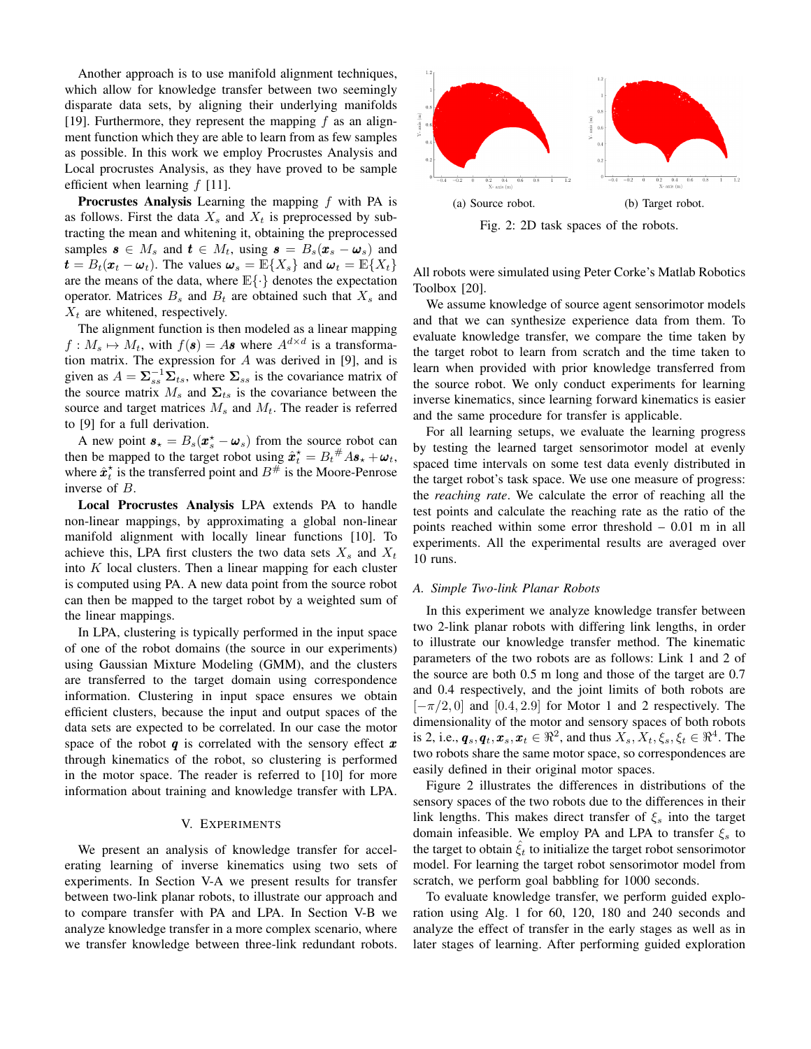Another approach is to use manifold alignment techniques, which allow for knowledge transfer between two seemingly disparate data sets, by aligning their underlying manifolds [19]. Furthermore, they represent the mapping $f$ as an alignment function which they are able to learn from as few samples as possible. In this work we employ Procrustes Analysis and Local procrustes Analysis, as they have proved to be sample efficient when learning $f$ [11].

**Procrustes Analysis** Learning the mapping $f$ with PA is as follows. First the data $X_s$ and $X_t$ is preprocessed by subtracting the mean and whitening it, obtaining the preprocessed samples $\boldsymbol{s} \in M_s$ and $\boldsymbol{t} \in M_t$, using $\boldsymbol{s} = B_s(\boldsymbol{x}_s - \boldsymbol{\omega}_s)$ and $\boldsymbol{t} = B_t(\boldsymbol{x}_t - \boldsymbol{\omega}_t)$. The values $\boldsymbol{\omega}_s = \mathbb{E}\{X_s\}$ and $\boldsymbol{\omega}_t = \mathbb{E}\{X_t\}$ are the means of the data, where $\mathbb{E}\{\cdot\}$ denotes the expectation operator. Matrices $B_s$ and $B_t$ are obtained such that $X_s$ and $X_t$ are whitened, respectively.

The alignment function is then modeled as a linear mapping $f : M_s \mapsto M_t$, with $f(\boldsymbol{s}) = A\boldsymbol{s}$ where $A^{d \times d}$ is a transformation matrix. The expression for $A$ was derived in [9], and is given as $A = \boldsymbol{\Sigma}_{ss}^{-1}\boldsymbol{\Sigma}_{ts}$, where $\boldsymbol{\Sigma}_{ss}$ is the covariance matrix of the source matrix $M_s$ and $\boldsymbol{\Sigma}_{ts}$ is the covariance between the source and target matrices $M_s$ and $M_t$. The reader is referred to [9] for a full derivation.

A new point $\boldsymbol{s}_\star = B_s(\boldsymbol{x}_s^\star - \boldsymbol{\omega}_s)$ from the source robot can then be mapped to the target robot using $\hat{\boldsymbol{x}}_t^\star = B_t{}^{\#}A\boldsymbol{s}_\star + \boldsymbol{\omega}_t$, where $\hat{\boldsymbol{x}}_t^\star$ is the transferred point and $B^{\#}$ is the Moore-Penrose inverse of $B$.

**Local Procrustes Analysis** LPA extends PA to handle non-linear mappings, by approximating a global non-linear manifold alignment with locally linear functions [10]. To achieve this, LPA first clusters the two data sets $X_s$ and $X_t$ into $K$ local clusters. Then a linear mapping for each cluster is computed using PA. A new data point from the source robot can then be mapped to the target robot by a weighted sum of the linear mappings.

In LPA, clustering is typically performed in the input space of one of the robot domains (the source in our experiments) using Gaussian Mixture Modeling (GMM), and the clusters are transferred to the target domain using correspondence information. Clustering in input space ensures we obtain efficient clusters, because the input and output spaces of the data sets are expected to be correlated. In our case the motor space of the robot $\boldsymbol{q}$ is correlated with the sensory effect $\boldsymbol{x}$ through kinematics of the robot, so clustering is performed in the motor space. The reader is referred to [10] for more information about training and knowledge transfer with LPA.

## V. Experiments

We present an analysis of knowledge transfer for accelerating learning of inverse kinematics using two sets of experiments. In Section V-A we present results for transfer between two-link planar robots, to illustrate our approach and to compare transfer with PA and LPA. In Section V-B we analyze knowledge transfer in a more complex scenario, where we transfer knowledge between three-link redundant robots.

(a) Source robot. (b) Target robot.

Fig. 2: 2D task spaces of the robots.

All robots were simulated using Peter Corke's Matlab Robotics Toolbox [20].

We assume knowledge of source agent sensorimotor models and that we can synthesize experience data from them. To evaluate knowledge transfer, we compare the time taken by the target robot to learn from scratch and the time taken to learn when provided with prior knowledge transferred from the source robot. We only conduct experiments for learning inverse kinematics, since learning forward kinematics is easier and the same procedure for transfer is applicable.

For all learning setups, we evaluate the learning progress by testing the learned target sensorimotor model at evenly spaced time intervals on some test data evenly distributed in the target robot's task space. We use one measure of progress: the *reaching rate*. We calculate the error of reaching all the test points and calculate the reaching rate as the ratio of the points reached within some error threshold – 0.01 m in all experiments. All the experimental results are averaged over 10 runs.

### A. Simple Two-link Planar Robots

In this experiment we analyze knowledge transfer between two 2-link planar robots with differing link lengths, in order to illustrate our knowledge transfer method. The kinematic parameters of the two robots are as follows: Link 1 and 2 of the source are both 0.5 m long and those of the target are 0.7 and 0.4 respectively, and the joint limits of both robots are $[-\pi/2, 0]$ and $[0.4, 2.9]$ for Motor 1 and 2 respectively. The dimensionality of the motor and sensory spaces of both robots is 2, i.e., $\boldsymbol{q}_s, \boldsymbol{q}_t, \boldsymbol{x}_s, \boldsymbol{x}_t \in \Re^2$, and thus $X_s, X_t, \xi_s, \xi_t \in \Re^4$. The two robots share the same motor space, so correspondences are easily defined in their original motor spaces.

Figure 2 illustrates the differences in distributions of the sensory spaces of the two robots due to the differences in their link lengths. This makes direct transfer of $\xi_s$ into the target domain infeasible. We employ PA and LPA to transfer $\xi_s$ to the target to obtain $\hat{\xi}_t$ to initialize the target robot sensorimotor model. For learning the target robot sensorimotor model from scratch, we perform goal babbling for 1000 seconds.

To evaluate knowledge transfer, we perform guided exploration using Alg. 1 for 60, 120, 180 and 240 seconds and analyze the effect of transfer in the early stages as well as in later stages of learning. After performing guided exploration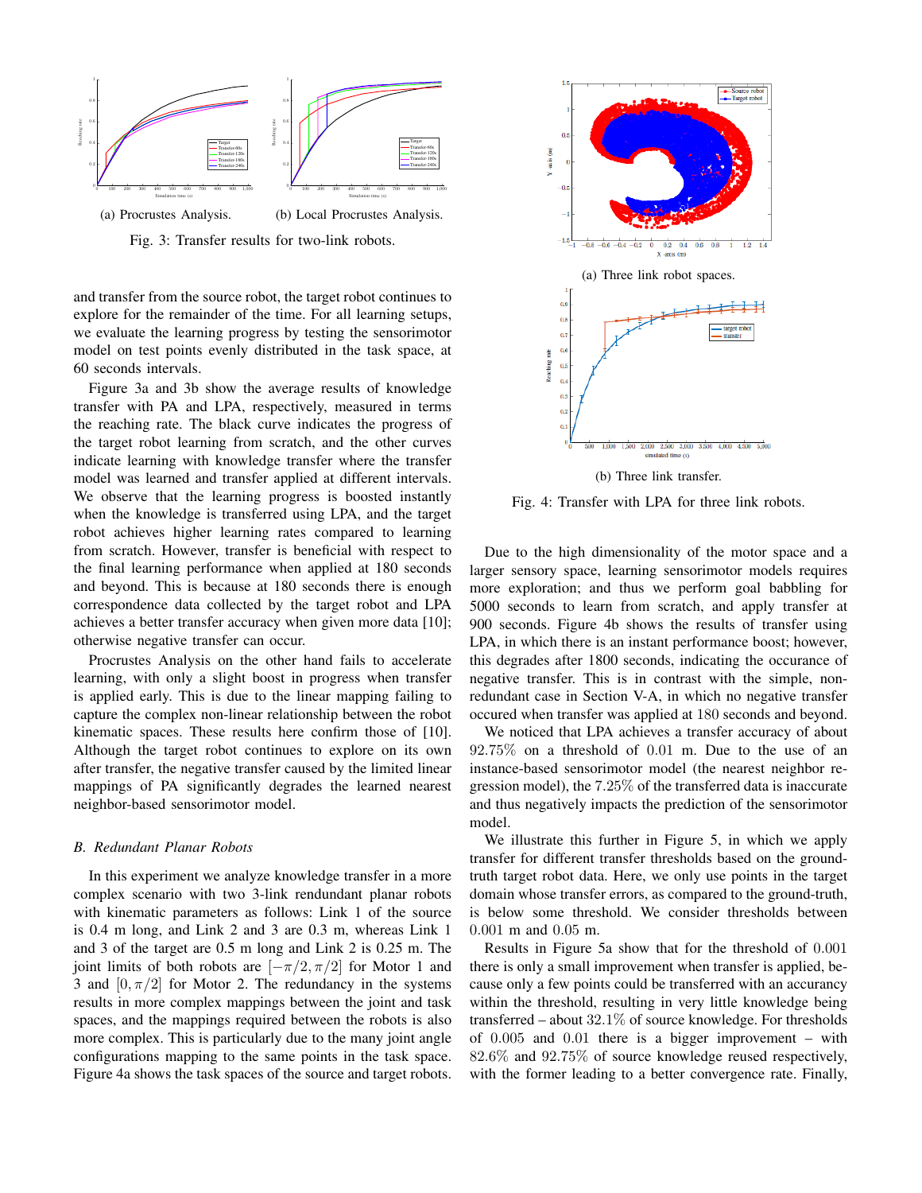(a) Procrustes Analysis.

(b) Local Procrustes Analysis.

Fig. 3: Transfer results for two-link robots.

and transfer from the source robot, the target robot continues to explore for the remainder of the time. For all learning setups, we evaluate the learning progress by testing the sensorimotor model on test points evenly distributed in the task space, at 60 seconds intervals.

Figure 3a and 3b show the average results of knowledge transfer with PA and LPA, respectively, measured in terms the reaching rate. The black curve indicates the progress of the target robot learning from scratch, and the other curves indicate learning with knowledge transfer where the transfer model was learned and transfer applied at different intervals. We observe that the learning progress is boosted instantly when the knowledge is transferred using LPA, and the target robot achieves higher learning rates compared to learning from scratch. However, transfer is beneficial with respect to the final learning performance when applied at 180 seconds and beyond. This is because at 180 seconds there is enough correspondence data collected by the target robot and LPA achieves a better transfer accuracy when given more data [10]; otherwise negative transfer can occur.

Procrustes Analysis on the other hand fails to accelerate learning, with only a slight boost in progress when transfer is applied early. This is due to the linear mapping failing to capture the complex non-linear relationship between the robot kinematic spaces. These results here confirm those of [10]. Although the target robot continues to explore on its own after transfer, the negative transfer caused by the limited linear mappings of PA significantly degrades the learned nearest neighbor-based sensorimotor model.

### B. Redundant Planar Robots

In this experiment we analyze knowledge transfer in a more complex scenario with two 3-link rendundant planar robots with kinematic parameters as follows: Link 1 of the source is 0.4 m long, and Link 2 and 3 are 0.3 m, whereas Link 1 and 3 of the target are 0.5 m long and Link 2 is 0.25 m. The joint limits of both robots are $[-\pi/2, \pi/2]$ for Motor 1 and 3 and $[0, \pi/2]$ for Motor 2. The redundancy in the systems results in more complex mappings between the joint and task spaces, and the mappings required between the robots is also more complex. This is particularly due to the many joint angle configurations mapping to the same points in the task space. Figure 4a shows the task spaces of the source and target robots.

(a) Three link robot spaces.

(b) Three link transfer.

Fig. 4: Transfer with LPA for three link robots.

Due to the high dimensionality of the motor space and a larger sensory space, learning sensorimotor models requires more exploration; and thus we perform goal babbling for 5000 seconds to learn from scratch, and apply transfer at 900 seconds. Figure 4b shows the results of transfer using LPA, in which there is an instant performance boost; however, this degrades after 1800 seconds, indicating the occurance of negative transfer. This is in contrast with the simple, non-redundant case in Section V-A, in which no negative transfer occured when transfer was applied at 180 seconds and beyond.

We noticed that LPA achieves a transfer accuracy of about $92.75\%$ on a threshold of $0.01$ m. Due to the use of an instance-based sensorimotor model (the nearest neighbor regression model), the $7.25\%$ of the transferred data is inaccurate and thus negatively impacts the prediction of the sensorimotor model.

We illustrate this further in Figure 5, in which we apply transfer for different transfer thresholds based on the ground-truth target robot data. Here, we only use points in the target domain whose transfer errors, as compared to the ground-truth, is below some threshold. We consider thresholds between $0.001$ m and $0.05$ m.

Results in Figure 5a show that for the threshold of $0.001$ there is only a small improvement when transfer is applied, because only a few points could be transferred with an accuracy within the threshold, resulting in very little knowledge being transferred – about $32.1\%$ of source knowledge. For thresholds of $0.005$ and $0.01$ there is a bigger improvement – with $82.6\%$ and $92.75\%$ of source knowledge reused respectively, with the former leading to a better convergence rate. Finally,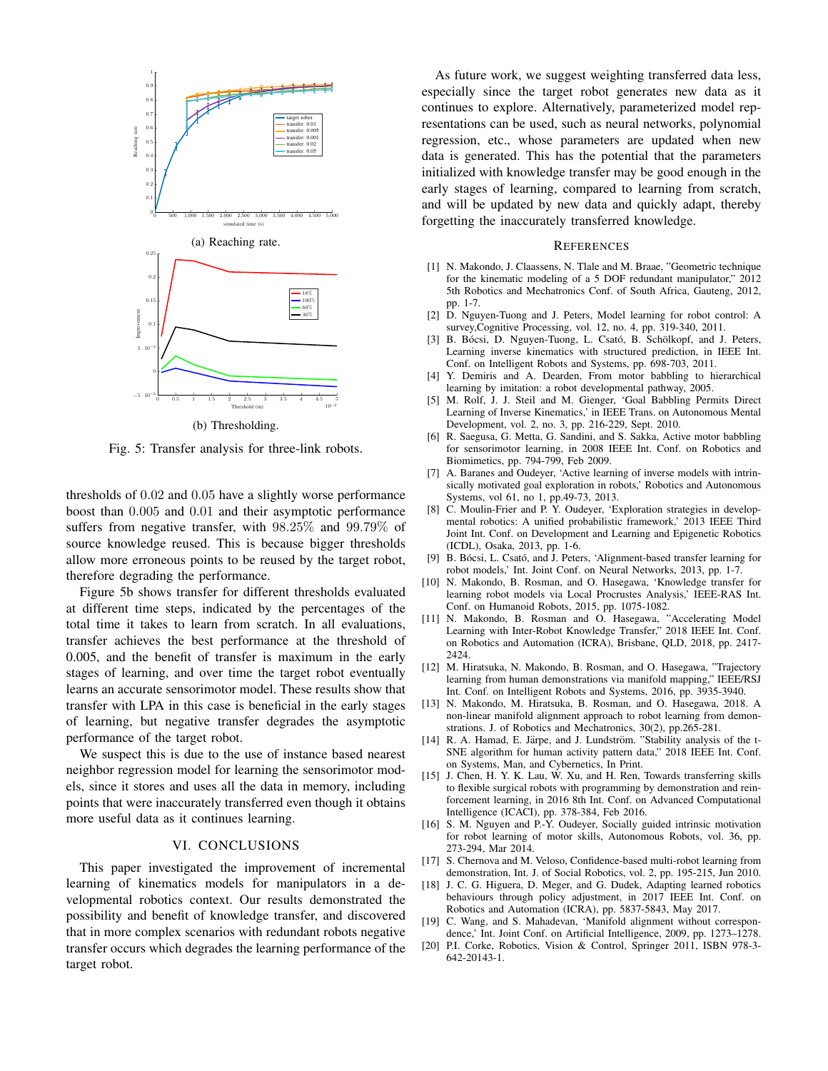1

0.9

0.8

0.7

0.6

0.5

0.4

0.3

0.2

0.1

0

Reaching rate

0 500 1,000 1,500 2,000 2,500 3,000 3,500 4,000 4,500 5,000

simulated time (s)

target robot
transfer: 0.01
transfer: 0.005
transfer: 0.001
transfer: 0.02
transfer: 0.05

(a) Reaching rate.

0.25

0.2

0.15

0.1

$5 \cdot 10^{-2}$

0

$-5 \cdot 10^{-2}$

Improvement

0 0.5 1 1.5 2 2.5 3 3.5 4 4.5 5

Threshold (m) $10^{-2}$

18%
100%
60%
36%

(b) Thresholding.

Fig. 5: Transfer analysis for three-link robots.

thresholds of $0.02$ and $0.05$ have a slightly worse performance boost than $0.005$ and $0.01$ and their asymptotic performance suffers from negative transfer, with $98.25\%$ and $99.79\%$ of source knowledge reused. This is because bigger thresholds allow more erroneous points to be reused by the target robot, therefore degrading the performance.

Figure 5b shows transfer for different thresholds evaluated at different time steps, indicated by the percentages of the total time it takes to learn from scratch. In all evaluations, transfer achieves the best performance at the threshold of $0.005$, and the benefit of transfer is maximum in the early stages of learning, and over time the target robot eventually learns an accurate sensorimotor model. These results show that transfer with LPA in this case is beneficial in the early stages of learning, but negative transfer degrades the asymptotic performance of the target robot.

We suspect this is due to the use of instance based nearest neighbor regression model for learning the sensorimotor models, since it stores and uses all the data in memory, including points that were inaccurately transferred even though it obtains more useful data as it continues learning.

## VI. CONCLUSIONS

This paper investigated the improvement of incremental learning of kinematics models for manipulators in a developmental robotics context. Our results demonstrated the possibility and benefit of knowledge transfer, and discovered that in more complex scenarios with redundant robots negative transfer occurs which degrades the learning performance of the target robot.

As future work, we suggest weighting transferred data less, especially since the target robot generates new data as it continues to explore. Alternatively, parameterized model representations can be used, such as neural networks, polynomial regression, etc., whose parameters are updated when new data is generated. This has the potential that the parameters initialized with knowledge transfer may be good enough in the early stages of learning, compared to learning from scratch, and will be updated by new data and quickly adapt, thereby forgetting the inaccurately transferred knowledge.

## REFERENCES

[1] N. Makondo, J. Claassens, N. Tlale and M. Braae, "Geometric technique for the kinematic modeling of a 5 DOF redundant manipulator," 2012 5th Robotics and Mechatronics Conf. of South Africa, Gauteng, 2012, pp. 1-7.

[2] D. Nguyen-Tuong and J. Peters, Model learning for robot control: A survey,Cognitive Processing, vol. 12, no. 4, pp. 319-340, 2011.

[3] B. Bócsi, D. Nguyen-Tuong, L. Csató, B. Schölkopf, and J. Peters, Learning inverse kinematics with structured prediction, in IEEE Int. Conf. on Intelligent Robots and Systems, pp. 698-703, 2011.

[4] Y. Demiris and A. Dearden, From motor babbling to hierarchical learning by imitation: a robot developmental pathway, 2005.

[5] M. Rolf, J. J. Steil and M. Gienger, 'Goal Babbling Permits Direct Learning of Inverse Kinematics,' in IEEE Trans. on Autonomous Mental Development, vol. 2, no. 3, pp. 216-229, Sept. 2010.

[6] R. Saegusa, G. Metta, G. Sandini, and S. Sakka, Active motor babbling for sensorimotor learning, in 2008 IEEE Int. Conf. on Robotics and Biomimetics, pp. 794-799, Feb 2009.

[7] A. Baranes and Oudeyer, 'Active learning of inverse models with intrinsically motivated goal exploration in robots,' Robotics and Autonomous Systems, vol 61, no 1, pp.49-73, 2013.

[8] C. Moulin-Frier and P. Y. Oudeyer, 'Exploration strategies in developmental robotics: A unified probabilistic framework,' 2013 IEEE Third Joint Int. Conf. on Development and Learning and Epigenetic Robotics (ICDL), Osaka, 2013, pp. 1-6.

[9] B. Bócsi, L. Csató, and J. Peters, 'Alignment-based transfer learning for robot models,' Int. Joint Conf. on Neural Networks, 2013, pp. 1-7.

[10] N. Makondo, B. Rosman, and O. Hasegawa, 'Knowledge transfer for learning robot models via Local Procrustes Analysis,' IEEE-RAS Int. Conf. on Humanoid Robots, 2015, pp. 1075-1082.

[11] N. Makondo, B. Rosman and O. Hasegawa, "Accelerating Model Learning with Inter-Robot Knowledge Transfer," 2018 IEEE Int. Conf. on Robotics and Automation (ICRA), Brisbane, QLD, 2018, pp. 2417-2424.

[12] M. Hiratsuka, N. Makondo, B. Rosman, and O. Hasegawa, "Trajectory learning from human demonstrations via manifold mapping," IEEE/RSJ Int. Conf. on Intelligent Robots and Systems, 2016, pp. 3935-3940.

[13] N. Makondo, M. Hiratsuka, B. Rosman, and O. Hasegawa, 2018. A non-linear manifold alignment approach to robot learning from demonstrations. J. of Robotics and Mechatronics, 30(2), pp.265-281.

[14] R. A. Hamad, E. Järpe, and J. Lundström. "Stability analysis of the t-SNE algorithm for human activity pattern data," 2018 IEEE Int. Conf. on Systems, Man, and Cybernetics, In Print.

[15] J. Chen, H. Y. K. Lau, W. Xu, and H. Ren, Towards transferring skills to flexible surgical robots with programming by demonstration and reinforcement learning, in 2016 8th Int. Conf. on Advanced Computational Intelligence (ICACI), pp. 378-384, Feb 2016.

[16] S. M. Nguyen and P.-Y. Oudeyer, Socially guided intrinsic motivation for robot learning of motor skills, Autonomous Robots, vol. 36, pp. 273-294, Mar 2014.

[17] S. Chernova and M. Veloso, Confidence-based multi-robot learning from demonstration, Int. J. of Social Robotics, vol. 2, pp. 195-215, Jun 2010.

[18] J. C. G. Higuera, D. Meger, and G. Dudek, Adapting learned robotics behaviours through policy adjustment, in 2017 IEEE Int. Conf. on Robotics and Automation (ICRA), pp. 5837-5843, May 2017.

[19] C. Wang, and S. Mahadevan, 'Manifold alignment without correspondence,' Int. Joint Conf. on Artificial Intelligence, 2009, pp. 1273–1278.

[20] P.I. Corke, Robotics, Vision & Control, Springer 2011, ISBN 978-3-642-20143-1.